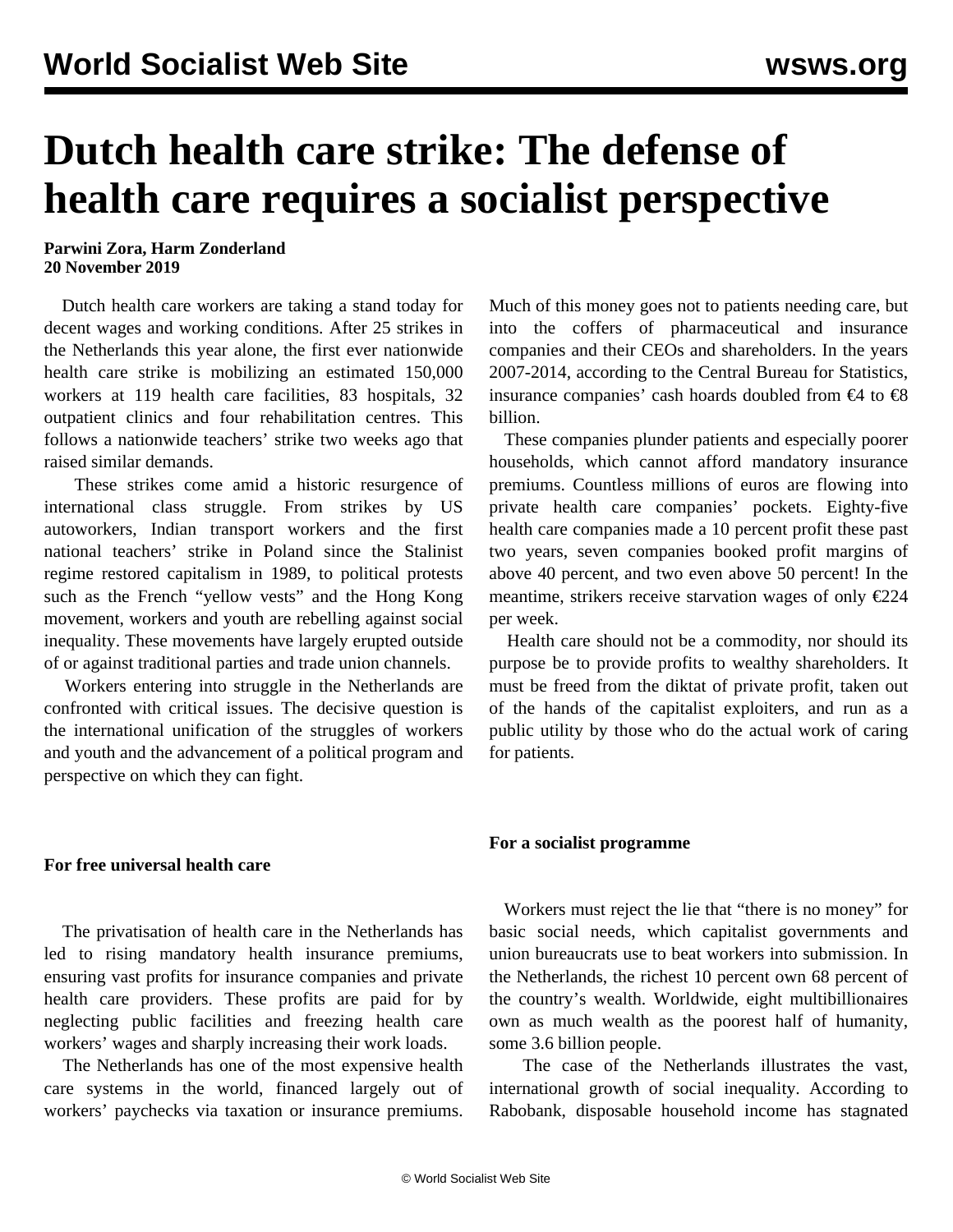# Dutch health care strike: The defense of health care requires a socialist perspective

**Parwini Zora, Harm Zonderland**
**20 November 2019**

Dutch health care workers are taking a stand today for decent wages and working conditions. After 25 strikes in the Netherlands this year alone, the first ever nationwide health care strike is mobilizing an estimated 150,000 workers at 119 health care facilities, 83 hospitals, 32 outpatient clinics and four rehabilitation centres. This follows a nationwide teachers' strike two weeks ago that raised similar demands.

These strikes come amid a historic resurgence of international class struggle. From strikes by US autoworkers, Indian transport workers and the first national teachers' strike in Poland since the Stalinist regime restored capitalism in 1989, to political protests such as the French "yellow vests" and the Hong Kong movement, workers and youth are rebelling against social inequality. These movements have largely erupted outside of or against traditional parties and trade union channels.

Workers entering into struggle in the Netherlands are confronted with critical issues. The decisive question is the international unification of the struggles of workers and youth and the advancement of a political program and perspective on which they can fight.

### For free universal health care

The privatisation of health care in the Netherlands has led to rising mandatory health insurance premiums, ensuring vast profits for insurance companies and private health care providers. These profits are paid for by neglecting public facilities and freezing health care workers' wages and sharply increasing their work loads.

The Netherlands has one of the most expensive health care systems in the world, financed largely out of workers' paychecks via taxation or insurance premiums. Much of this money goes not to patients needing care, but into the coffers of pharmaceutical and insurance companies and their CEOs and shareholders. In the years 2007-2014, according to the Central Bureau for Statistics, insurance companies' cash hoards doubled from €4 to €8 billion.

These companies plunder patients and especially poorer households, which cannot afford mandatory insurance premiums. Countless millions of euros are flowing into private health care companies' pockets. Eighty-five health care companies made a 10 percent profit these past two years, seven companies booked profit margins of above 40 percent, and two even above 50 percent! In the meantime, strikers receive starvation wages of only €224 per week.

Health care should not be a commodity, nor should its purpose be to provide profits to wealthy shareholders. It must be freed from the diktat of private profit, taken out of the hands of the capitalist exploiters, and run as a public utility by those who do the actual work of caring for patients.

### For a socialist programme

Workers must reject the lie that "there is no money" for basic social needs, which capitalist governments and union bureaucrats use to beat workers into submission. In the Netherlands, the richest 10 percent own 68 percent of the country's wealth. Worldwide, eight multibillionaires own as much wealth as the poorest half of humanity, some 3.6 billion people.

The case of the Netherlands illustrates the vast, international growth of social inequality. According to Rabobank, disposable household income has stagnated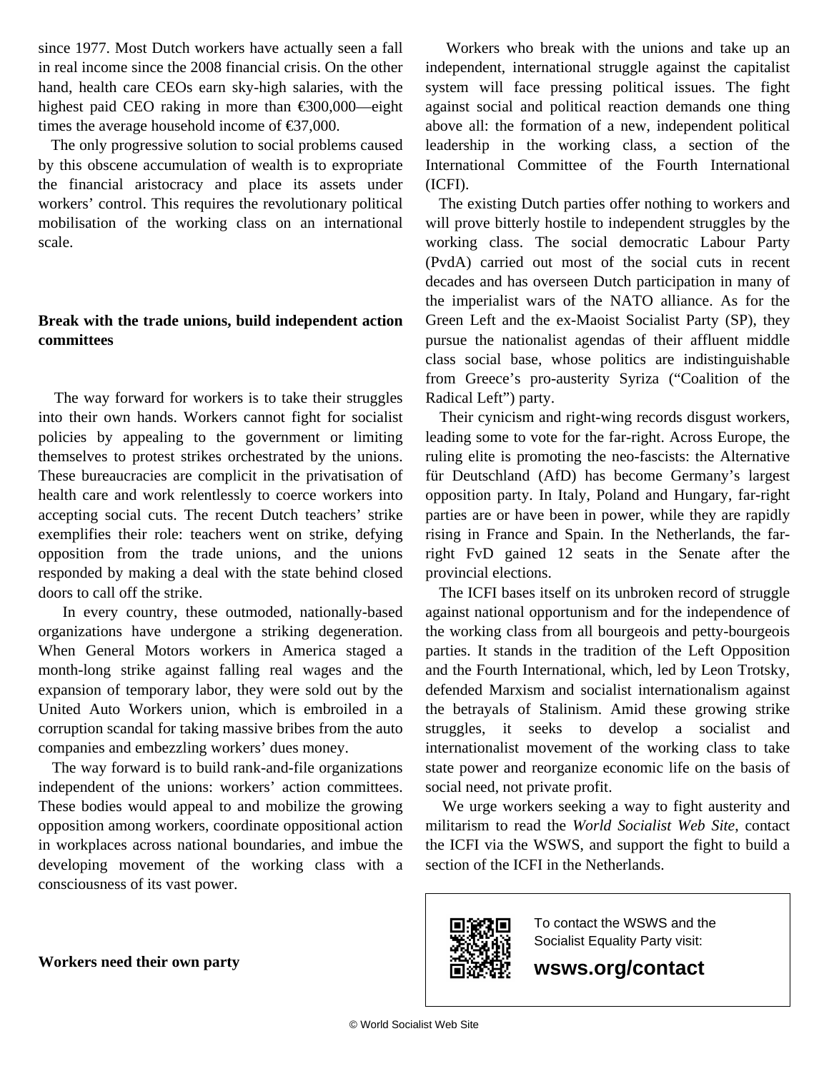since 1977. Most Dutch workers have actually seen a fall in real income since the 2008 financial crisis. On the other hand, health care CEOs earn sky-high salaries, with the highest paid CEO raking in more than €300,000—eight times the average household income of €37,000.

The only progressive solution to social problems caused by this obscene accumulation of wealth is to expropriate the financial aristocracy and place its assets under workers' control. This requires the revolutionary political mobilisation of the working class on an international scale.

**Break with the trade unions, build independent action committees**

The way forward for workers is to take their struggles into their own hands. Workers cannot fight for socialist policies by appealing to the government or limiting themselves to protest strikes orchestrated by the unions. These bureaucracies are complicit in the privatisation of health care and work relentlessly to coerce workers into accepting social cuts. The recent Dutch teachers' strike exemplifies their role: teachers went on strike, defying opposition from the trade unions, and the unions responded by making a deal with the state behind closed doors to call off the strike.

In every country, these outmoded, nationally-based organizations have undergone a striking degeneration. When General Motors workers in America staged a month-long strike against falling real wages and the expansion of temporary labor, they were sold out by the United Auto Workers union, which is embroiled in a corruption scandal for taking massive bribes from the auto companies and embezzling workers' dues money.

The way forward is to build rank-and-file organizations independent of the unions: workers' action committees. These bodies would appeal to and mobilize the growing opposition among workers, coordinate oppositional action in workplaces across national boundaries, and imbue the developing movement of the working class with a consciousness of its vast power.

**Workers need their own party**

Workers who break with the unions and take up an independent, international struggle against the capitalist system will face pressing political issues. The fight against social and political reaction demands one thing above all: the formation of a new, independent political leadership in the working class, a section of the International Committee of the Fourth International (ICFI).

The existing Dutch parties offer nothing to workers and will prove bitterly hostile to independent struggles by the working class. The social democratic Labour Party (PvdA) carried out most of the social cuts in recent decades and has overseen Dutch participation in many of the imperialist wars of the NATO alliance. As for the Green Left and the ex-Maoist Socialist Party (SP), they pursue the nationalist agendas of their affluent middle class social base, whose politics are indistinguishable from Greece's pro-austerity Syriza ("Coalition of the Radical Left") party.

Their cynicism and right-wing records disgust workers, leading some to vote for the far-right. Across Europe, the ruling elite is promoting the neo-fascists: the Alternative für Deutschland (AfD) has become Germany's largest opposition party. In Italy, Poland and Hungary, far-right parties are or have been in power, while they are rapidly rising in France and Spain. In the Netherlands, the far-right FvD gained 12 seats in the Senate after the provincial elections.

The ICFI bases itself on its unbroken record of struggle against national opportunism and for the independence of the working class from all bourgeois and petty-bourgeois parties. It stands in the tradition of the Left Opposition and the Fourth International, which, led by Leon Trotsky, defended Marxism and socialist internationalism against the betrayals of Stalinism. Amid these growing strike struggles, it seeks to develop a socialist and internationalist movement of the working class to take state power and reorganize economic life on the basis of social need, not private profit.

We urge workers seeking a way to fight austerity and militarism to read the *World Socialist Web Site*, contact the ICFI via the WSWS, and support the fight to build a section of the ICFI in the Netherlands.

To contact the WSWS and the Socialist Equality Party visit:

**wsws.org/contact**